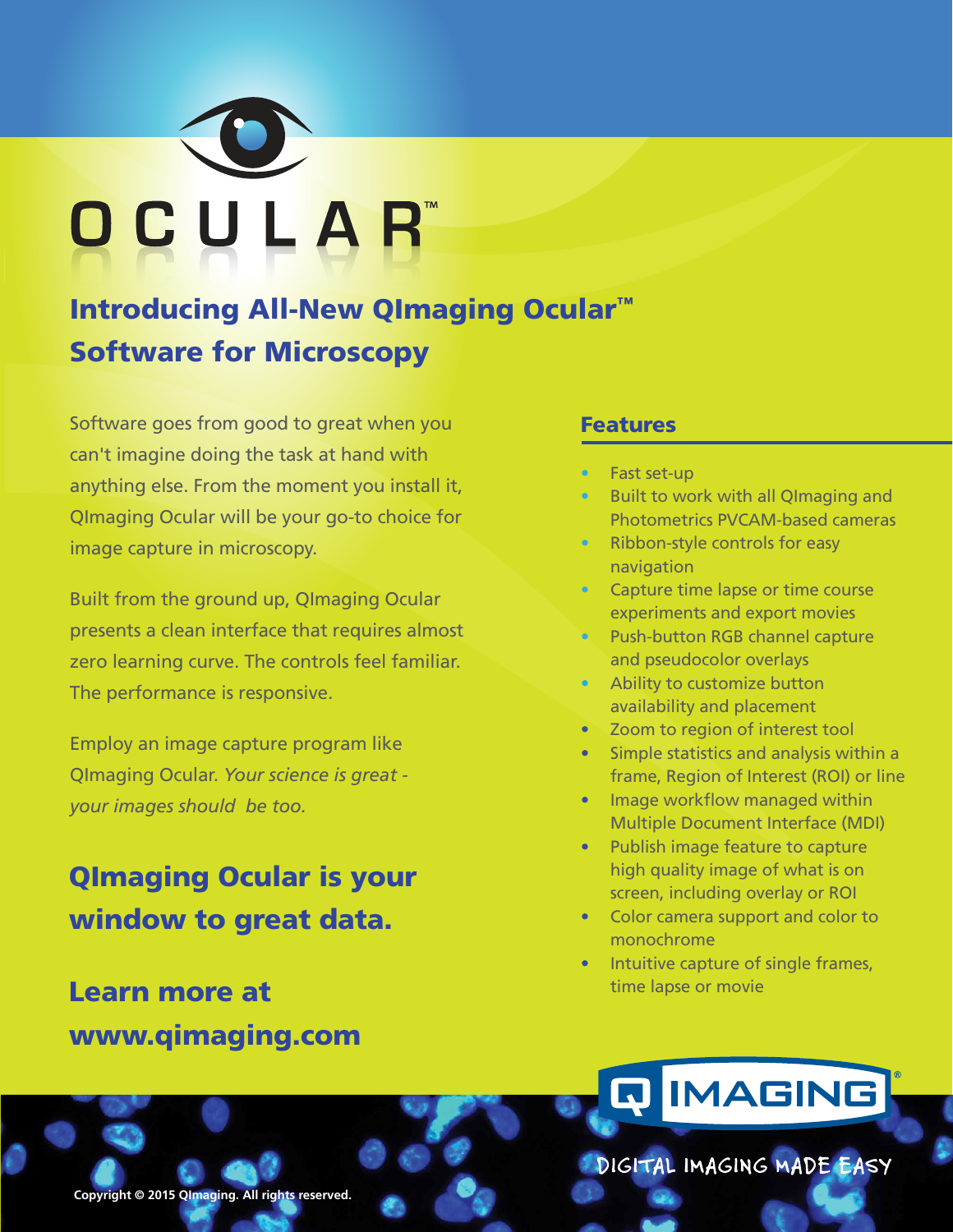# OCULAR™

## Introducing All-New QImaging Ocular™ Software for Microscopy

Software goes from good to great when you can't imagine doing the task at hand with anything else. From the moment you install it, QImaging Ocular will be your go-to choice for image capture in microscopy.

Built from the ground up, QImaging Ocular presents a clean interface that requires almost zero learning curve. The controls feel familiar. The performance is responsive.

Employ an image capture program like QImaging Ocular. *Your science is great - your images should be too.*

## QImaging Ocular is your window to great data.

## Learn more at www.qimaging.com

### Features

- Fast set-up
- Built to work with all QImaging and Photometrics PVCAM-based cameras
- Ribbon-style controls for easy navigation
- Capture time lapse or time course experiments and export movies
- Push-button RGB channel capture and pseudocolor overlays
- Ability to customize button availability and placement
- Zoom to region of interest tool
- Simple statistics and analysis within a frame, Region of Interest (ROI) or line
- Image workflow managed within Multiple Document Interface (MDI)
- Publish image feature to capture high quality image of what is on screen, including overlay or ROI
- Color camera support and color to monochrome
- Intuitive capture of single frames, time lapse or movie

Q IMAGING®

DIGITAL IMAGING MADE EASY

Copyright © 2015 QImaging. All rights reserved.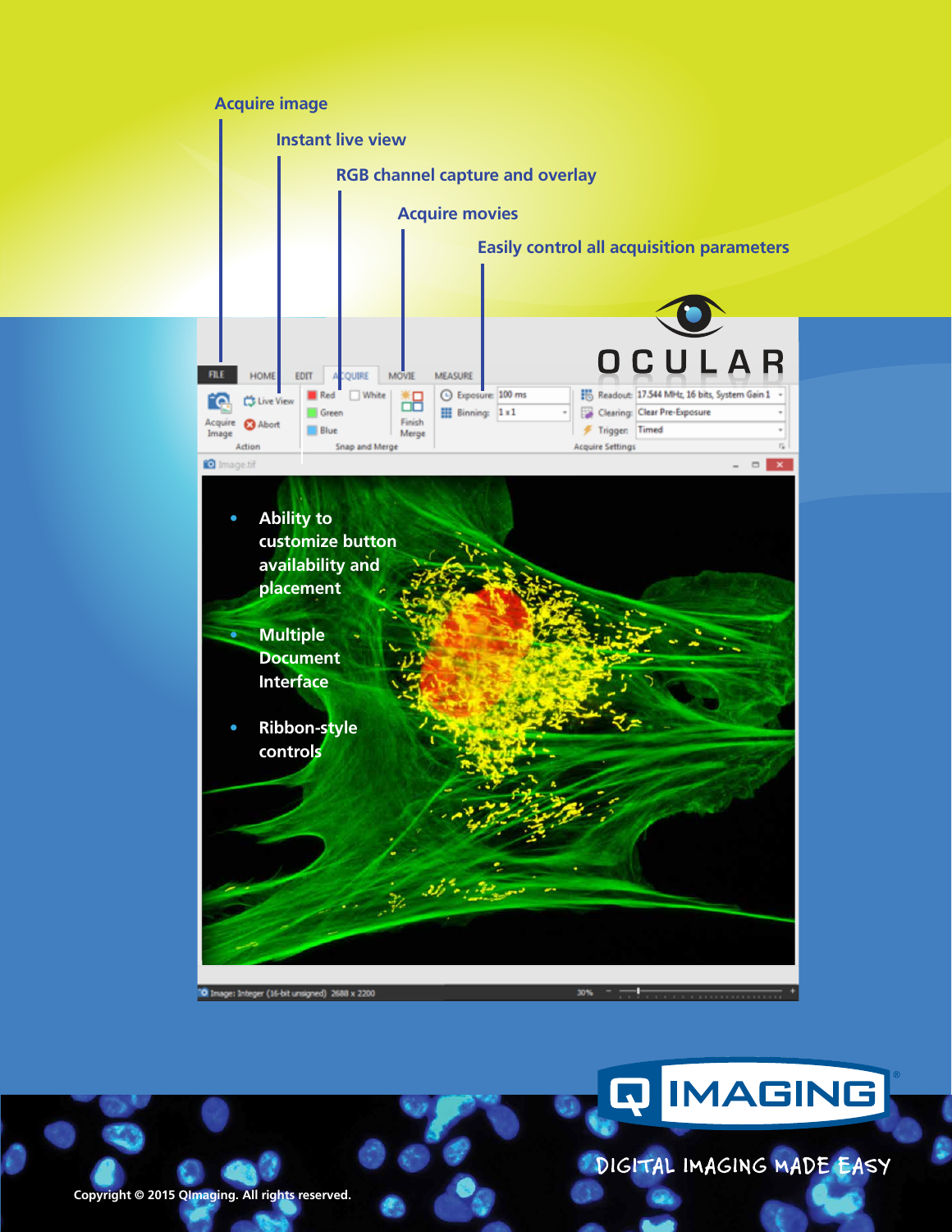Acquire image

Instant live view

RGB channel capture and overlay

Acquire movies

Easily control all acquisition parameters

OCULAR

- Ability to customize button availability and placement
- Multiple Document Interface
- Ribbon-style controls

QIMAGING

DIGITAL IMAGING MADE EASY

Copyright © 2015 QImaging. All rights reserved.